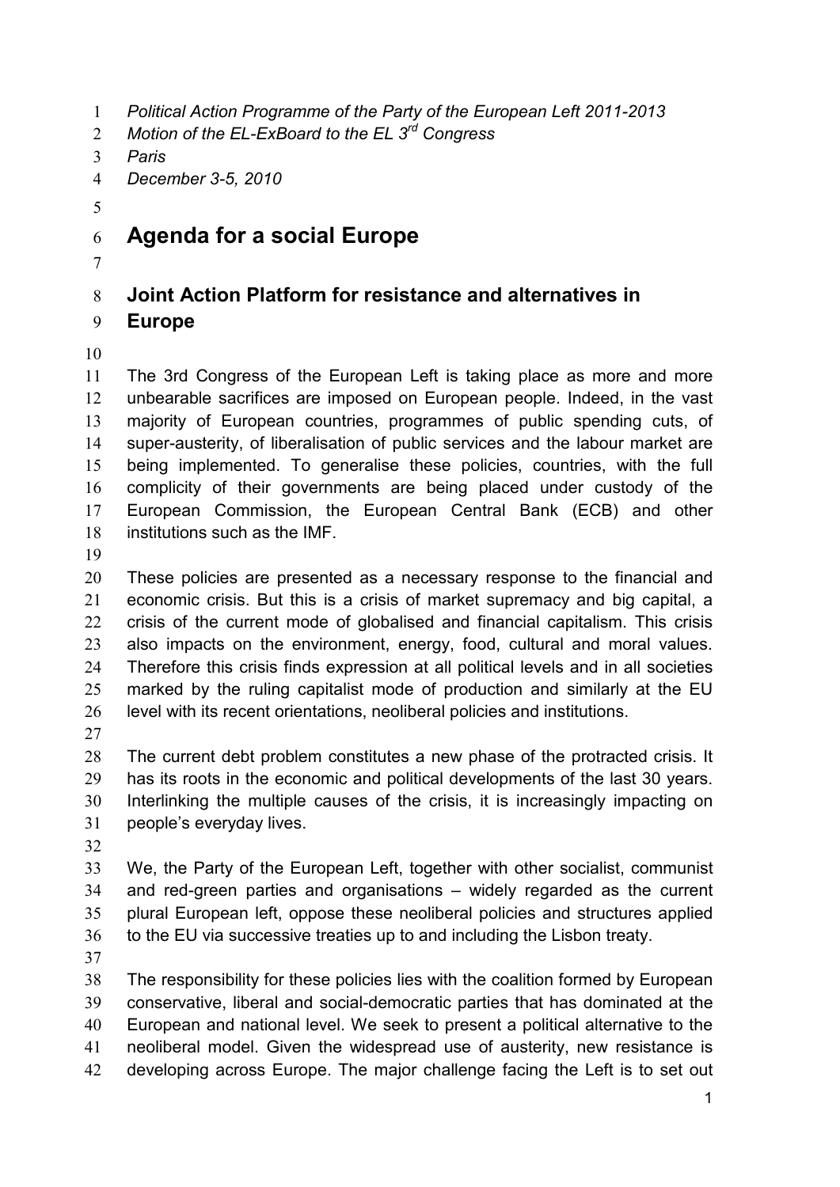*Political Action Programme of the Party of the European Left 2011-2013*
*Motion of the EL-ExBoard to the EL 3rd Congress*
*Paris*
*December 3-5, 2010*

# Agenda for a social Europe

## Joint Action Platform for resistance and alternatives in Europe

The 3rd Congress of the European Left is taking place as more and more unbearable sacrifices are imposed on European people. Indeed, in the vast majority of European countries, programmes of public spending cuts, of super-austerity, of liberalisation of public services and the labour market are being implemented. To generalise these policies, countries, with the full complicity of their governments are being placed under custody of the European Commission, the European Central Bank (ECB) and other institutions such as the IMF.

These policies are presented as a necessary response to the financial and economic crisis. But this is a crisis of market supremacy and big capital, a crisis of the current mode of globalised and financial capitalism. This crisis also impacts on the environment, energy, food, cultural and moral values. Therefore this crisis finds expression at all political levels and in all societies marked by the ruling capitalist mode of production and similarly at the EU level with its recent orientations, neoliberal policies and institutions.

The current debt problem constitutes a new phase of the protracted crisis. It has its roots in the economic and political developments of the last 30 years. Interlinking the multiple causes of the crisis, it is increasingly impacting on people's everyday lives.

We, the Party of the European Left, together with other socialist, communist and red-green parties and organisations – widely regarded as the current plural European left, oppose these neoliberal policies and structures applied to the EU via successive treaties up to and including the Lisbon treaty.

The responsibility for these policies lies with the coalition formed by European conservative, liberal and social-democratic parties that has dominated at the European and national level. We seek to present a political alternative to the neoliberal model. Given the widespread use of austerity, new resistance is developing across Europe. The major challenge facing the Left is to set out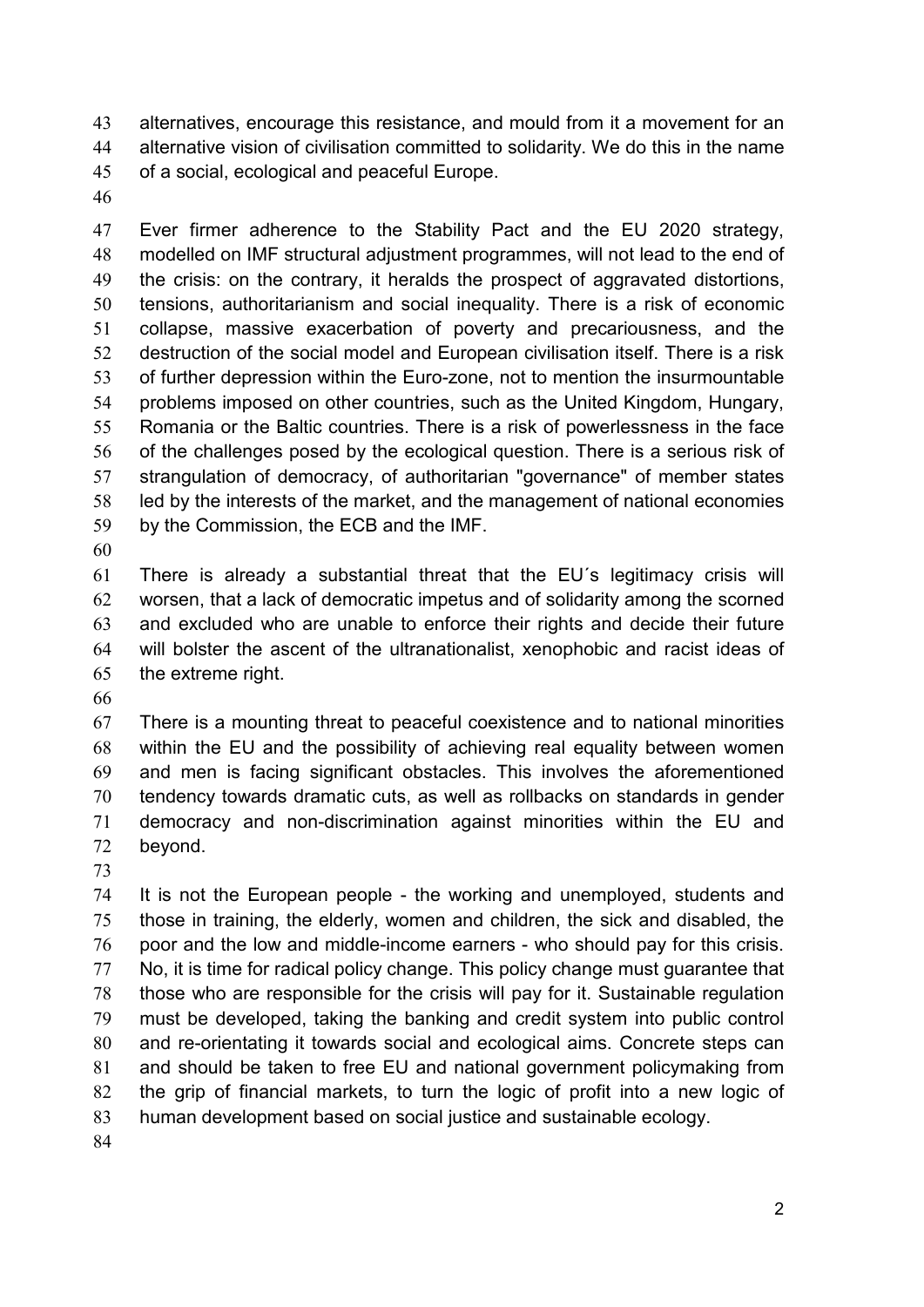alternatives, encourage this resistance, and mould from it a movement for an alternative vision of civilisation committed to solidarity. We do this in the name of a social, ecological and peaceful Europe.

Ever firmer adherence to the Stability Pact and the EU 2020 strategy, modelled on IMF structural adjustment programmes, will not lead to the end of the crisis: on the contrary, it heralds the prospect of aggravated distortions, tensions, authoritarianism and social inequality. There is a risk of economic collapse, massive exacerbation of poverty and precariousness, and the destruction of the social model and European civilisation itself. There is a risk of further depression within the Euro-zone, not to mention the insurmountable problems imposed on other countries, such as the United Kingdom, Hungary, Romania or the Baltic countries. There is a risk of powerlessness in the face of the challenges posed by the ecological question. There is a serious risk of strangulation of democracy, of authoritarian "governance" of member states led by the interests of the market, and the management of national economies by the Commission, the ECB and the IMF.

There is already a substantial threat that the EU´s legitimacy crisis will worsen, that a lack of democratic impetus and of solidarity among the scorned and excluded who are unable to enforce their rights and decide their future will bolster the ascent of the ultranationalist, xenophobic and racist ideas of the extreme right.

There is a mounting threat to peaceful coexistence and to national minorities within the EU and the possibility of achieving real equality between women and men is facing significant obstacles. This involves the aforementioned tendency towards dramatic cuts, as well as rollbacks on standards in gender democracy and non-discrimination against minorities within the EU and beyond.

It is not the European people - the working and unemployed, students and those in training, the elderly, women and children, the sick and disabled, the poor and the low and middle-income earners - who should pay for this crisis. No, it is time for radical policy change. This policy change must guarantee that those who are responsible for the crisis will pay for it. Sustainable regulation must be developed, taking the banking and credit system into public control and re-orientating it towards social and ecological aims. Concrete steps can and should be taken to free EU and national government policymaking from the grip of financial markets, to turn the logic of profit into a new logic of human development based on social justice and sustainable ecology.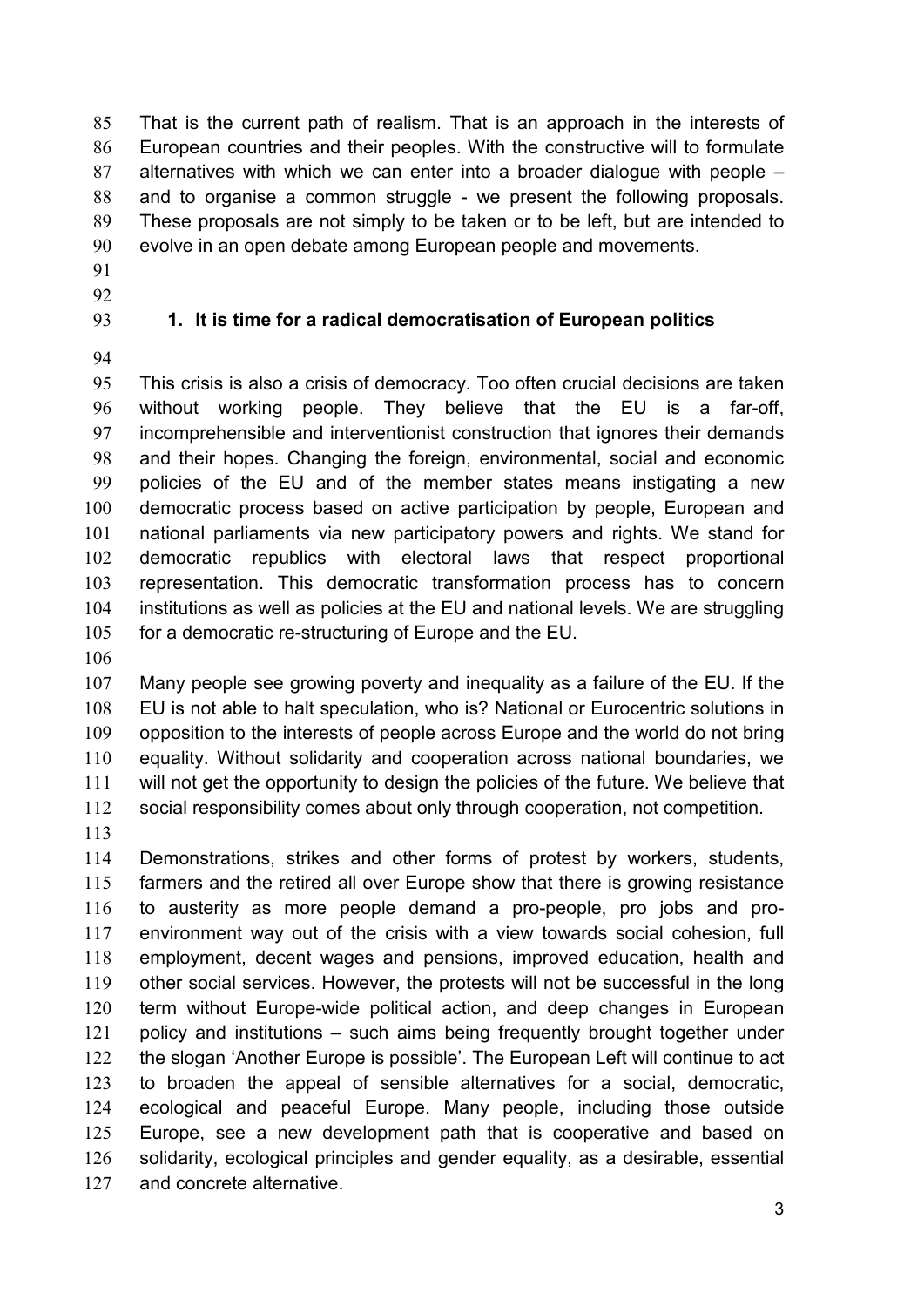That is the current path of realism. That is an approach in the interests of European countries and their peoples. With the constructive will to formulate alternatives with which we can enter into a broader dialogue with people – and to organise a common struggle - we present the following proposals. These proposals are not simply to be taken or to be left, but are intended to evolve in an open debate among European people and movements.

## 1. It is time for a radical democratisation of European politics

This crisis is also a crisis of democracy. Too often crucial decisions are taken without working people. They believe that the EU is a far-off, incomprehensible and interventionist construction that ignores their demands and their hopes. Changing the foreign, environmental, social and economic policies of the EU and of the member states means instigating a new democratic process based on active participation by people, European and national parliaments via new participatory powers and rights. We stand for democratic republics with electoral laws that respect proportional representation. This democratic transformation process has to concern institutions as well as policies at the EU and national levels. We are struggling for a democratic re-structuring of Europe and the EU.

Many people see growing poverty and inequality as a failure of the EU. If the EU is not able to halt speculation, who is? National or Eurocentric solutions in opposition to the interests of people across Europe and the world do not bring equality. Without solidarity and cooperation across national boundaries, we will not get the opportunity to design the policies of the future. We believe that social responsibility comes about only through cooperation, not competition.

Demonstrations, strikes and other forms of protest by workers, students, farmers and the retired all over Europe show that there is growing resistance to austerity as more people demand a pro-people, pro jobs and pro-environment way out of the crisis with a view towards social cohesion, full employment, decent wages and pensions, improved education, health and other social services. However, the protests will not be successful in the long term without Europe-wide political action, and deep changes in European policy and institutions – such aims being frequently brought together under the slogan 'Another Europe is possible'. The European Left will continue to act to broaden the appeal of sensible alternatives for a social, democratic, ecological and peaceful Europe. Many people, including those outside Europe, see a new development path that is cooperative and based on solidarity, ecological principles and gender equality, as a desirable, essential and concrete alternative.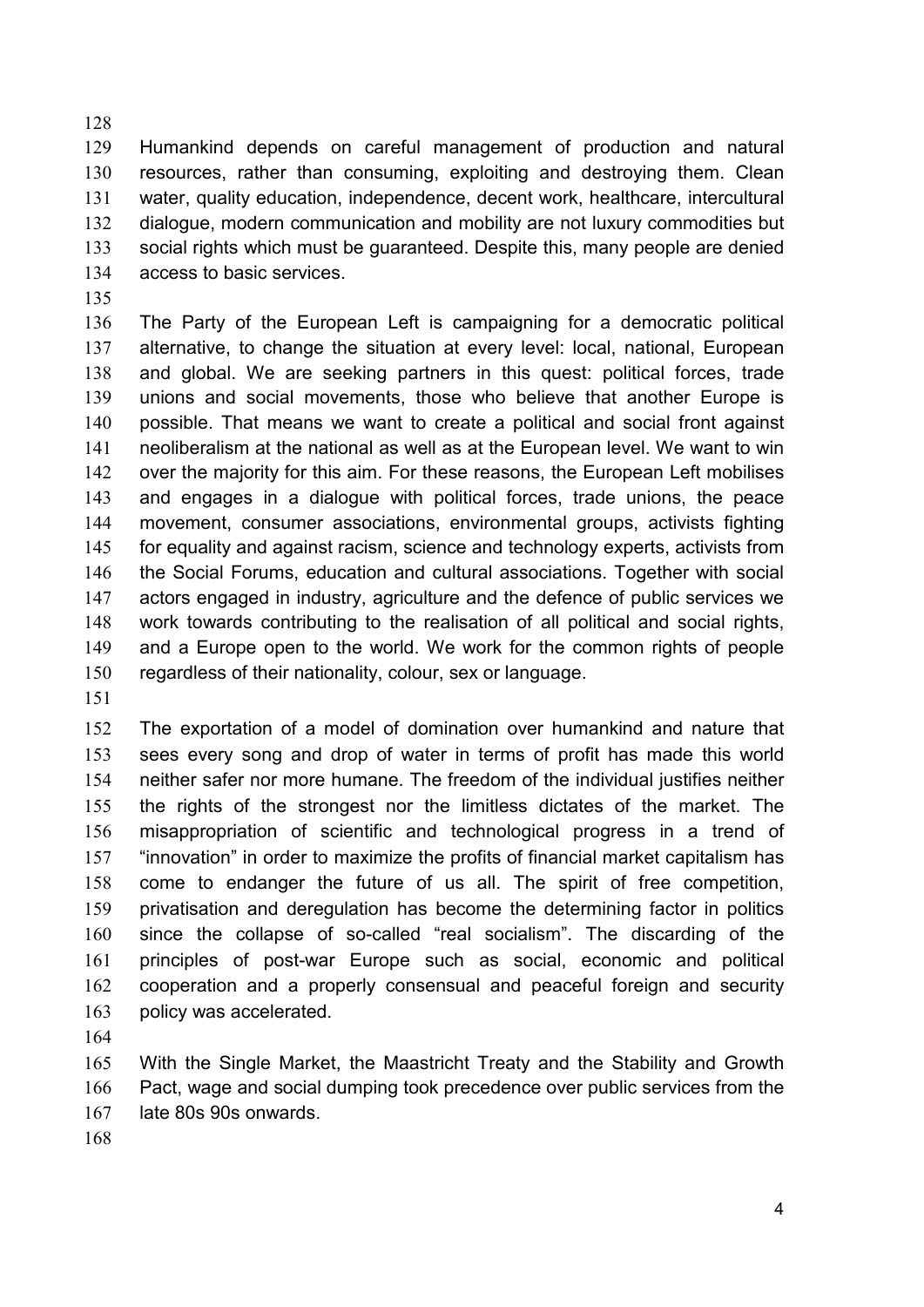Humankind depends on careful management of production and natural resources, rather than consuming, exploiting and destroying them. Clean water, quality education, independence, decent work, healthcare, intercultural dialogue, modern communication and mobility are not luxury commodities but social rights which must be guaranteed. Despite this, many people are denied access to basic services.

The Party of the European Left is campaigning for a democratic political alternative, to change the situation at every level: local, national, European and global. We are seeking partners in this quest: political forces, trade unions and social movements, those who believe that another Europe is possible. That means we want to create a political and social front against neoliberalism at the national as well as at the European level. We want to win over the majority for this aim. For these reasons, the European Left mobilises and engages in a dialogue with political forces, trade unions, the peace movement, consumer associations, environmental groups, activists fighting for equality and against racism, science and technology experts, activists from the Social Forums, education and cultural associations. Together with social actors engaged in industry, agriculture and the defence of public services we work towards contributing to the realisation of all political and social rights, and a Europe open to the world. We work for the common rights of people regardless of their nationality, colour, sex or language.

The exportation of a model of domination over humankind and nature that sees every song and drop of water in terms of profit has made this world neither safer nor more humane. The freedom of the individual justifies neither the rights of the strongest nor the limitless dictates of the market. The misappropriation of scientific and technological progress in a trend of "innovation" in order to maximize the profits of financial market capitalism has come to endanger the future of us all. The spirit of free competition, privatisation and deregulation has become the determining factor in politics since the collapse of so-called "real socialism". The discarding of the principles of post-war Europe such as social, economic and political cooperation and a properly consensual and peaceful foreign and security policy was accelerated.

With the Single Market, the Maastricht Treaty and the Stability and Growth Pact, wage and social dumping took precedence over public services from the late 80s 90s onwards.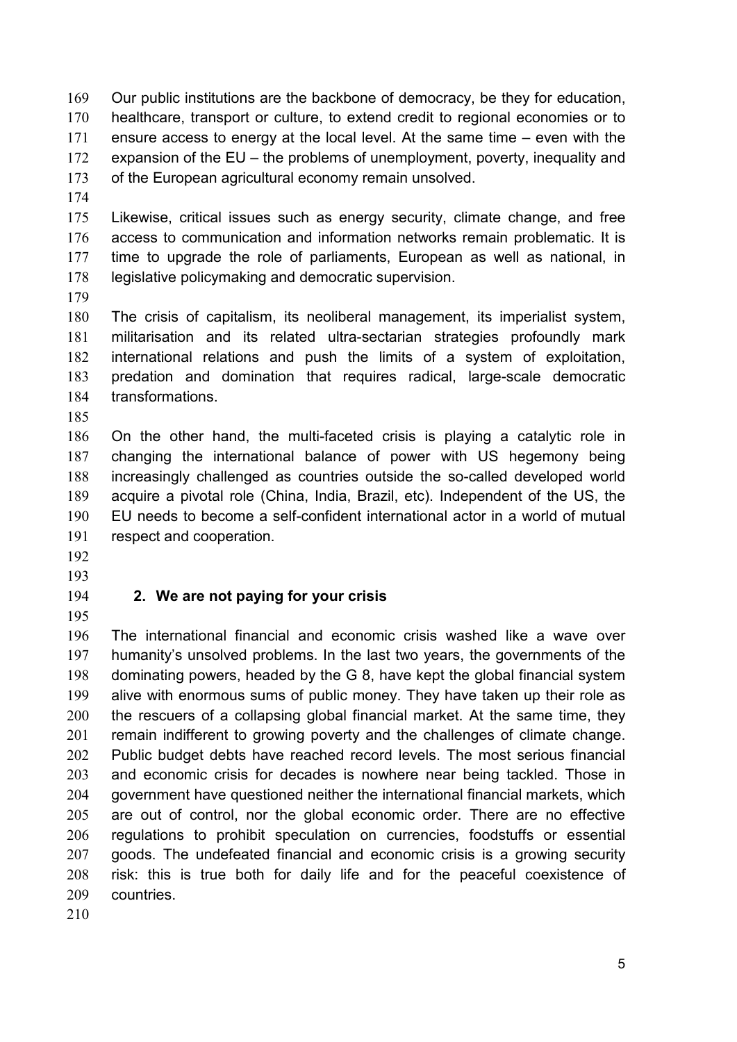Our public institutions are the backbone of democracy, be they for education, healthcare, transport or culture, to extend credit to regional economies or to ensure access to energy at the local level. At the same time – even with the expansion of the EU – the problems of unemployment, poverty, inequality and of the European agricultural economy remain unsolved.

Likewise, critical issues such as energy security, climate change, and free access to communication and information networks remain problematic. It is time to upgrade the role of parliaments, European as well as national, in legislative policymaking and democratic supervision.

The crisis of capitalism, its neoliberal management, its imperialist system, militarisation and its related ultra-sectarian strategies profoundly mark international relations and push the limits of a system of exploitation, predation and domination that requires radical, large-scale democratic transformations.

On the other hand, the multi-faceted crisis is playing a catalytic role in changing the international balance of power with US hegemony being increasingly challenged as countries outside the so-called developed world acquire a pivotal role (China, India, Brazil, etc). Independent of the US, the EU needs to become a self-confident international actor in a world of mutual respect and cooperation.

## 2. We are not paying for your crisis

The international financial and economic crisis washed like a wave over humanity's unsolved problems. In the last two years, the governments of the dominating powers, headed by the G 8, have kept the global financial system alive with enormous sums of public money. They have taken up their role as the rescuers of a collapsing global financial market. At the same time, they remain indifferent to growing poverty and the challenges of climate change. Public budget debts have reached record levels. The most serious financial and economic crisis for decades is nowhere near being tackled. Those in government have questioned neither the international financial markets, which are out of control, nor the global economic order. There are no effective regulations to prohibit speculation on currencies, foodstuffs or essential goods. The undefeated financial and economic crisis is a growing security risk: this is true both for daily life and for the peaceful coexistence of countries.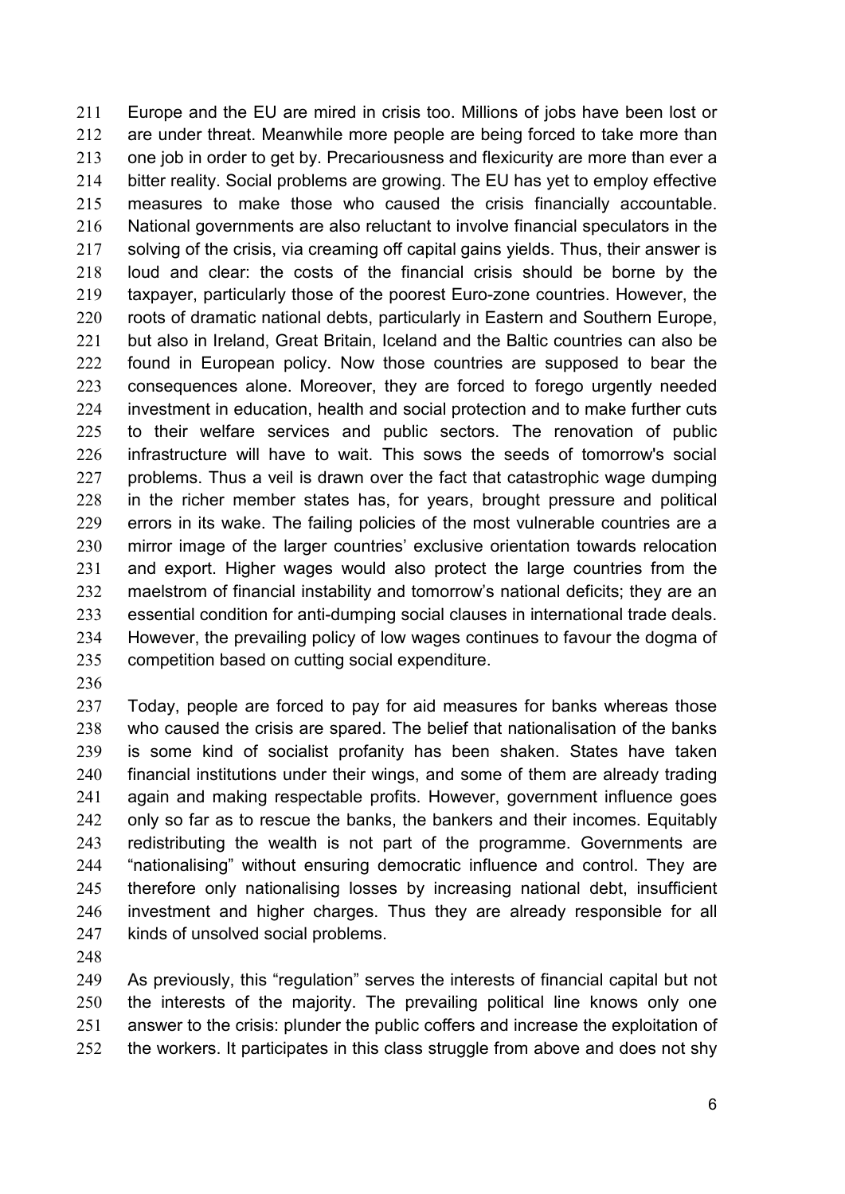Europe and the EU are mired in crisis too. Millions of jobs have been lost or are under threat. Meanwhile more people are being forced to take more than one job in order to get by. Precariousness and flexicurity are more than ever a bitter reality. Social problems are growing. The EU has yet to employ effective measures to make those who caused the crisis financially accountable. National governments are also reluctant to involve financial speculators in the solving of the crisis, via creaming off capital gains yields. Thus, their answer is loud and clear: the costs of the financial crisis should be borne by the taxpayer, particularly those of the poorest Euro-zone countries. However, the roots of dramatic national debts, particularly in Eastern and Southern Europe, but also in Ireland, Great Britain, Iceland and the Baltic countries can also be found in European policy. Now those countries are supposed to bear the consequences alone. Moreover, they are forced to forego urgently needed investment in education, health and social protection and to make further cuts to their welfare services and public sectors. The renovation of public infrastructure will have to wait. This sows the seeds of tomorrow's social problems. Thus a veil is drawn over the fact that catastrophic wage dumping in the richer member states has, for years, brought pressure and political errors in its wake. The failing policies of the most vulnerable countries are a mirror image of the larger countries' exclusive orientation towards relocation and export. Higher wages would also protect the large countries from the maelstrom of financial instability and tomorrow's national deficits; they are an essential condition for anti-dumping social clauses in international trade deals. However, the prevailing policy of low wages continues to favour the dogma of competition based on cutting social expenditure.

Today, people are forced to pay for aid measures for banks whereas those who caused the crisis are spared. The belief that nationalisation of the banks is some kind of socialist profanity has been shaken. States have taken financial institutions under their wings, and some of them are already trading again and making respectable profits. However, government influence goes only so far as to rescue the banks, the bankers and their incomes. Equitably redistributing the wealth is not part of the programme. Governments are "nationalising" without ensuring democratic influence and control. They are therefore only nationalising losses by increasing national debt, insufficient investment and higher charges. Thus they are already responsible for all kinds of unsolved social problems.

As previously, this "regulation" serves the interests of financial capital but not the interests of the majority. The prevailing political line knows only one answer to the crisis: plunder the public coffers and increase the exploitation of the workers. It participates in this class struggle from above and does not shy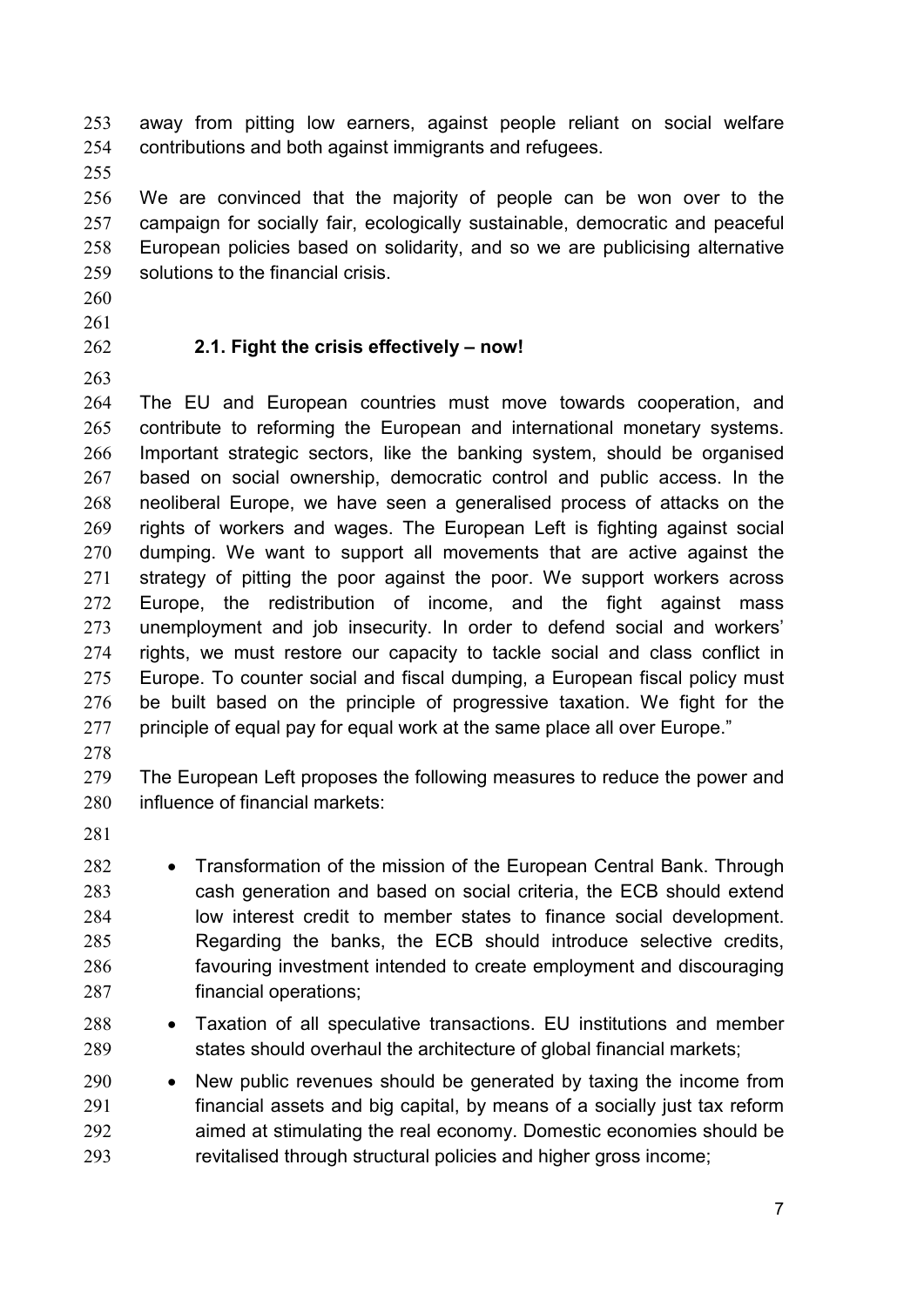away from pitting low earners, against people reliant on social welfare contributions and both against immigrants and refugees.

We are convinced that the majority of people can be won over to the campaign for socially fair, ecologically sustainable, democratic and peaceful European policies based on solidarity, and so we are publicising alternative solutions to the financial crisis.

### 2.1. Fight the crisis effectively – now!

The EU and European countries must move towards cooperation, and contribute to reforming the European and international monetary systems. Important strategic sectors, like the banking system, should be organised based on social ownership, democratic control and public access. In the neoliberal Europe, we have seen a generalised process of attacks on the rights of workers and wages. The European Left is fighting against social dumping. We want to support all movements that are active against the strategy of pitting the poor against the poor. We support workers across Europe, the redistribution of income, and the fight against mass unemployment and job insecurity. In order to defend social and workers' rights, we must restore our capacity to tackle social and class conflict in Europe. To counter social and fiscal dumping, a European fiscal policy must be built based on the principle of progressive taxation. We fight for the principle of equal pay for equal work at the same place all over Europe."

The European Left proposes the following measures to reduce the power and influence of financial markets:

- Transformation of the mission of the European Central Bank. Through cash generation and based on social criteria, the ECB should extend low interest credit to member states to finance social development. Regarding the banks, the ECB should introduce selective credits, favouring investment intended to create employment and discouraging financial operations;
- Taxation of all speculative transactions. EU institutions and member states should overhaul the architecture of global financial markets;
- New public revenues should be generated by taxing the income from financial assets and big capital, by means of a socially just tax reform aimed at stimulating the real economy. Domestic economies should be revitalised through structural policies and higher gross income;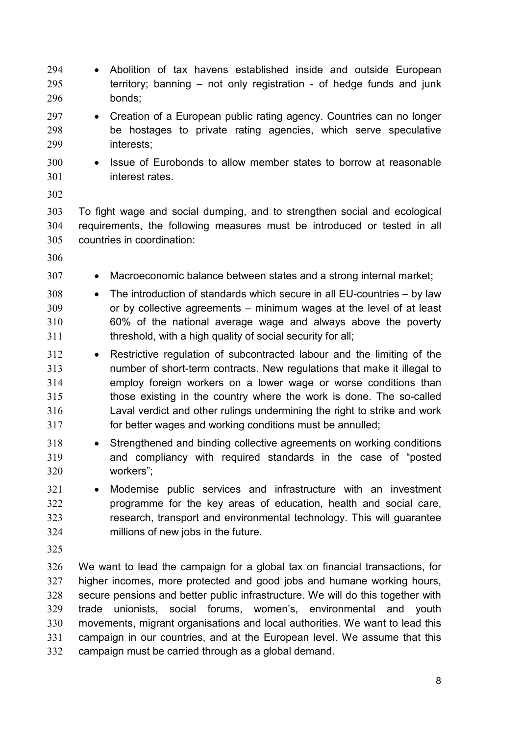- Abolition of tax havens established inside and outside European territory; banning – not only registration - of hedge funds and junk bonds;
- Creation of a European public rating agency. Countries can no longer be hostages to private rating agencies, which serve speculative interests;
- Issue of Eurobonds to allow member states to borrow at reasonable interest rates.

To fight wage and social dumping, and to strengthen social and ecological requirements, the following measures must be introduced or tested in all countries in coordination:

- Macroeconomic balance between states and a strong internal market;
- The introduction of standards which secure in all EU-countries – by law or by collective agreements – minimum wages at the level of at least 60% of the national average wage and always above the poverty threshold, with a high quality of social security for all;
- Restrictive regulation of subcontracted labour and the limiting of the number of short-term contracts. New regulations that make it illegal to employ foreign workers on a lower wage or worse conditions than those existing in the country where the work is done. The so-called Laval verdict and other rulings undermining the right to strike and work for better wages and working conditions must be annulled;
- Strengthened and binding collective agreements on working conditions and compliancy with required standards in the case of "posted workers";
- Modernise public services and infrastructure with an investment programme for the key areas of education, health and social care, research, transport and environmental technology. This will guarantee millions of new jobs in the future.

We want to lead the campaign for a global tax on financial transactions, for higher incomes, more protected and good jobs and humane working hours, secure pensions and better public infrastructure. We will do this together with trade unionists, social forums, women's, environmental and youth movements, migrant organisations and local authorities. We want to lead this campaign in our countries, and at the European level. We assume that this campaign must be carried through as a global demand.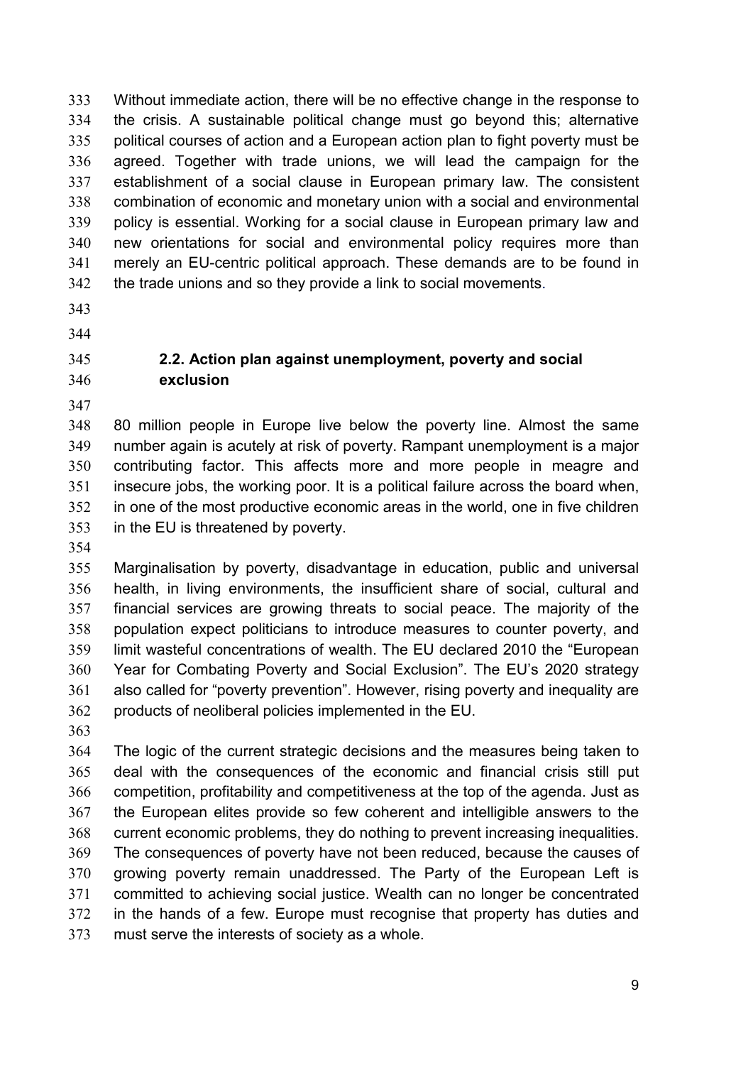Without immediate action, there will be no effective change in the response to the crisis. A sustainable political change must go beyond this; alternative political courses of action and a European action plan to fight poverty must be agreed. Together with trade unions, we will lead the campaign for the establishment of a social clause in European primary law. The consistent combination of economic and monetary union with a social and environmental policy is essential. Working for a social clause in European primary law and new orientations for social and environmental policy requires more than merely an EU-centric political approach. These demands are to be found in the trade unions and so they provide a link to social movements.

### 2.2. Action plan against unemployment, poverty and social exclusion

80 million people in Europe live below the poverty line. Almost the same number again is acutely at risk of poverty. Rampant unemployment is a major contributing factor. This affects more and more people in meagre and insecure jobs, the working poor. It is a political failure across the board when, in one of the most productive economic areas in the world, one in five children in the EU is threatened by poverty.

Marginalisation by poverty, disadvantage in education, public and universal health, in living environments, the insufficient share of social, cultural and financial services are growing threats to social peace. The majority of the population expect politicians to introduce measures to counter poverty, and limit wasteful concentrations of wealth. The EU declared 2010 the "European Year for Combating Poverty and Social Exclusion". The EU's 2020 strategy also called for "poverty prevention". However, rising poverty and inequality are products of neoliberal policies implemented in the EU.

The logic of the current strategic decisions and the measures being taken to deal with the consequences of the economic and financial crisis still put competition, profitability and competitiveness at the top of the agenda. Just as the European elites provide so few coherent and intelligible answers to the current economic problems, they do nothing to prevent increasing inequalities. The consequences of poverty have not been reduced, because the causes of growing poverty remain unaddressed. The Party of the European Left is committed to achieving social justice. Wealth can no longer be concentrated in the hands of a few. Europe must recognise that property has duties and must serve the interests of society as a whole.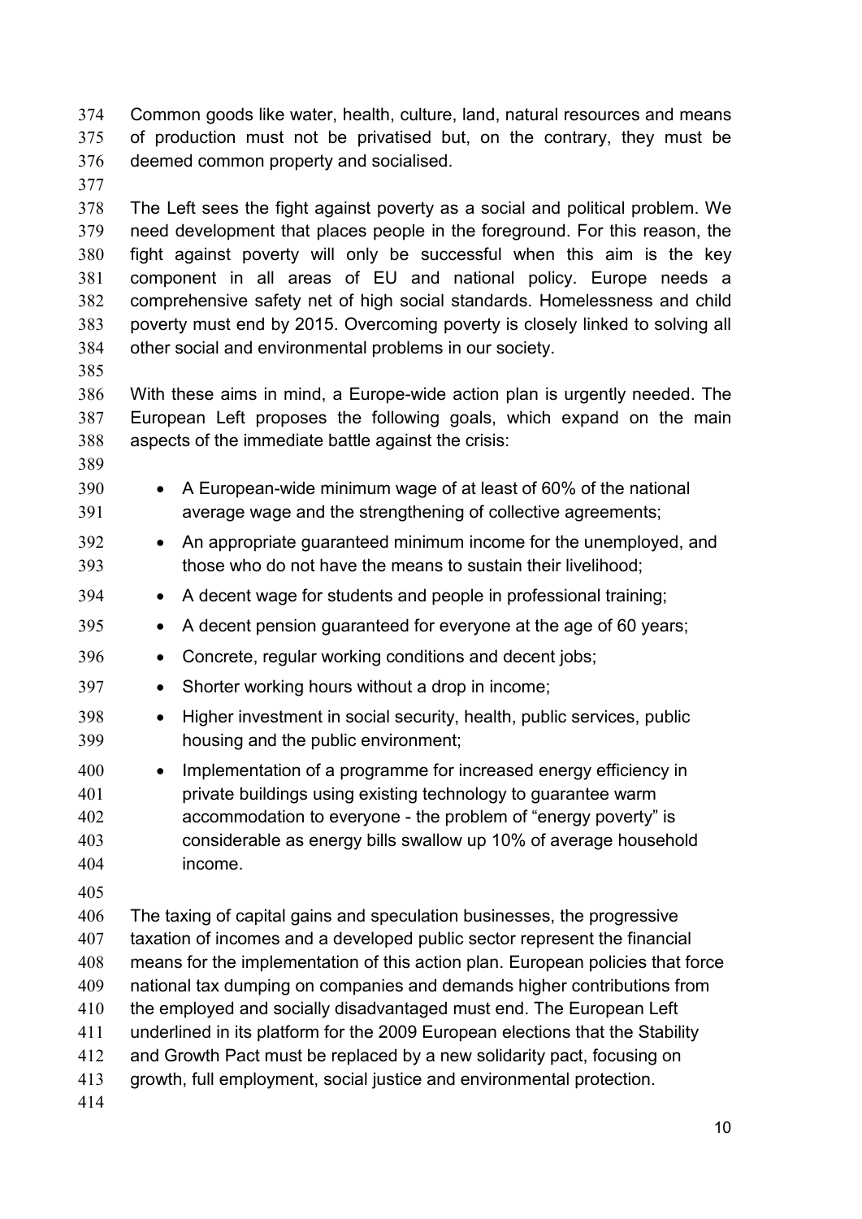Common goods like water, health, culture, land, natural resources and means of production must not be privatised but, on the contrary, they must be deemed common property and socialised.

The Left sees the fight against poverty as a social and political problem. We need development that places people in the foreground. For this reason, the fight against poverty will only be successful when this aim is the key component in all areas of EU and national policy. Europe needs a comprehensive safety net of high social standards. Homelessness and child poverty must end by 2015. Overcoming poverty is closely linked to solving all other social and environmental problems in our society.

With these aims in mind, a Europe-wide action plan is urgently needed. The European Left proposes the following goals, which expand on the main aspects of the immediate battle against the crisis:

- A European-wide minimum wage of at least of 60% of the national average wage and the strengthening of collective agreements;
- An appropriate guaranteed minimum income for the unemployed, and those who do not have the means to sustain their livelihood;
- A decent wage for students and people in professional training;
- A decent pension guaranteed for everyone at the age of 60 years;
- Concrete, regular working conditions and decent jobs;
- Shorter working hours without a drop in income;
- Higher investment in social security, health, public services, public housing and the public environment;
- Implementation of a programme for increased energy efficiency in private buildings using existing technology to guarantee warm accommodation to everyone - the problem of "energy poverty" is considerable as energy bills swallow up 10% of average household income.

The taxing of capital gains and speculation businesses, the progressive taxation of incomes and a developed public sector represent the financial means for the implementation of this action plan. European policies that force national tax dumping on companies and demands higher contributions from the employed and socially disadvantaged must end. The European Left underlined in its platform for the 2009 European elections that the Stability and Growth Pact must be replaced by a new solidarity pact, focusing on growth, full employment, social justice and environmental protection.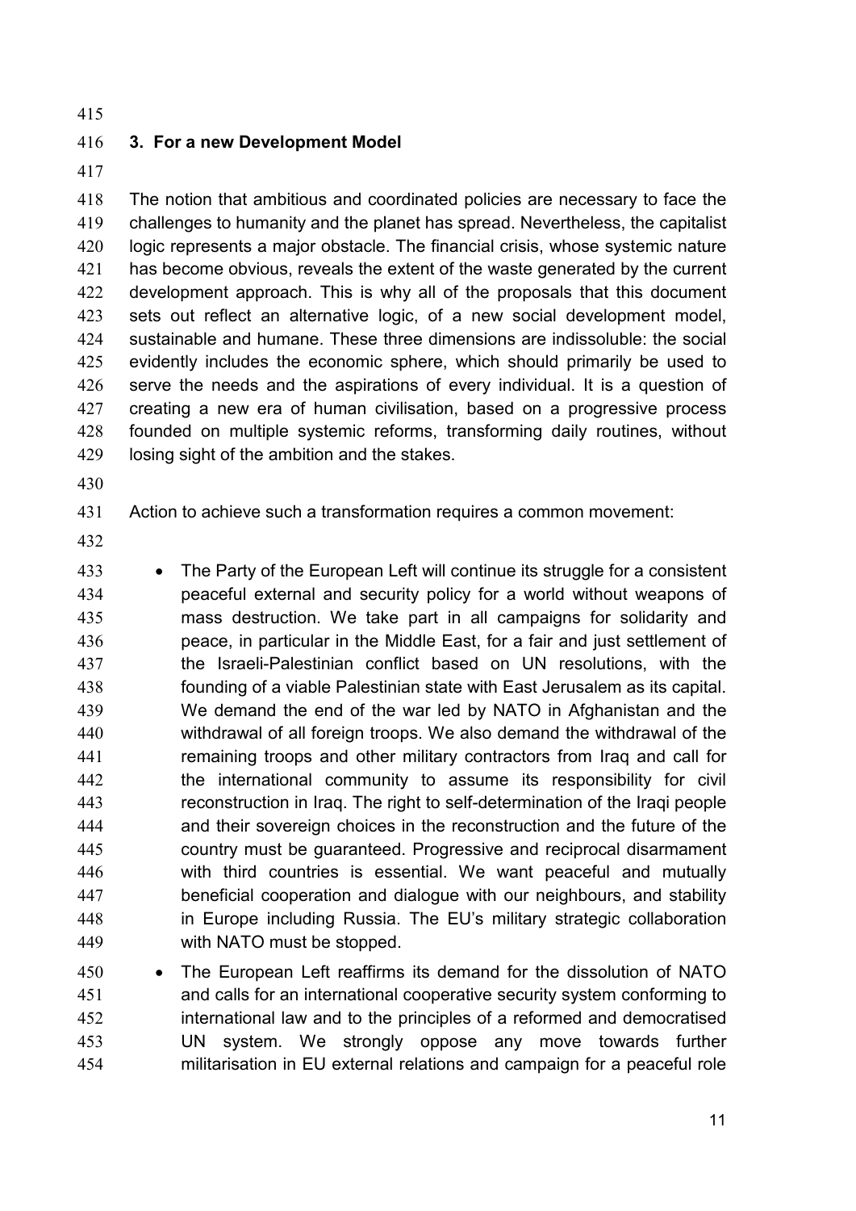## 3. For a new Development Model

The notion that ambitious and coordinated policies are necessary to face the challenges to humanity and the planet has spread. Nevertheless, the capitalist logic represents a major obstacle. The financial crisis, whose systemic nature has become obvious, reveals the extent of the waste generated by the current development approach. This is why all of the proposals that this document sets out reflect an alternative logic, of a new social development model, sustainable and humane. These three dimensions are indissoluble: the social evidently includes the economic sphere, which should primarily be used to serve the needs and the aspirations of every individual. It is a question of creating a new era of human civilisation, based on a progressive process founded on multiple systemic reforms, transforming daily routines, without losing sight of the ambition and the stakes.

Action to achieve such a transformation requires a common movement:

- The Party of the European Left will continue its struggle for a consistent peaceful external and security policy for a world without weapons of mass destruction. We take part in all campaigns for solidarity and peace, in particular in the Middle East, for a fair and just settlement of the Israeli-Palestinian conflict based on UN resolutions, with the founding of a viable Palestinian state with East Jerusalem as its capital. We demand the end of the war led by NATO in Afghanistan and the withdrawal of all foreign troops. We also demand the withdrawal of the remaining troops and other military contractors from Iraq and call for the international community to assume its responsibility for civil reconstruction in Iraq. The right to self-determination of the Iraqi people and their sovereign choices in the reconstruction and the future of the country must be guaranteed. Progressive and reciprocal disarmament with third countries is essential. We want peaceful and mutually beneficial cooperation and dialogue with our neighbours, and stability in Europe including Russia. The EU's military strategic collaboration with NATO must be stopped.
- The European Left reaffirms its demand for the dissolution of NATO and calls for an international cooperative security system conforming to international law and to the principles of a reformed and democratised UN system. We strongly oppose any move towards further militarisation in EU external relations and campaign for a peaceful role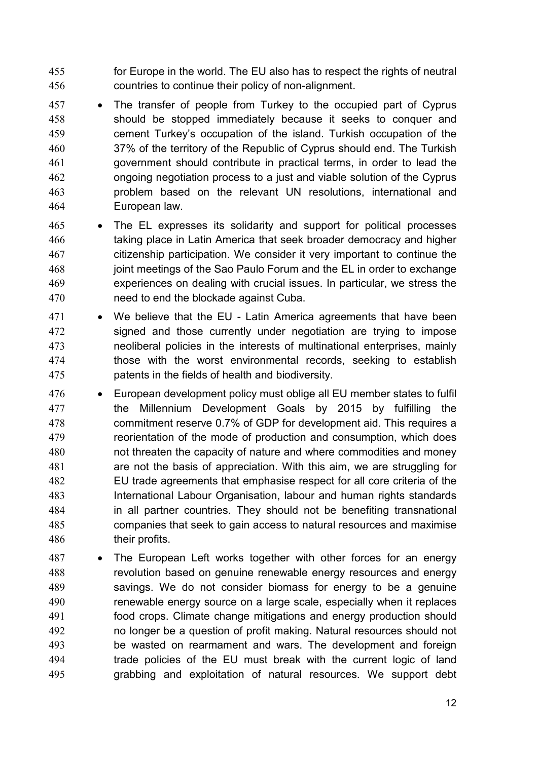for Europe in the world. The EU also has to respect the rights of neutral countries to continue their policy of non-alignment.

- The transfer of people from Turkey to the occupied part of Cyprus should be stopped immediately because it seeks to conquer and cement Turkey's occupation of the island. Turkish occupation of the 37% of the territory of the Republic of Cyprus should end. The Turkish government should contribute in practical terms, in order to lead the ongoing negotiation process to a just and viable solution of the Cyprus problem based on the relevant UN resolutions, international and European law.
- The EL expresses its solidarity and support for political processes taking place in Latin America that seek broader democracy and higher citizenship participation. We consider it very important to continue the joint meetings of the Sao Paulo Forum and the EL in order to exchange experiences on dealing with crucial issues. In particular, we stress the need to end the blockade against Cuba.
- We believe that the EU - Latin America agreements that have been signed and those currently under negotiation are trying to impose neoliberal policies in the interests of multinational enterprises, mainly those with the worst environmental records, seeking to establish patents in the fields of health and biodiversity.
- European development policy must oblige all EU member states to fulfil the Millennium Development Goals by 2015 by fulfilling the commitment reserve 0.7% of GDP for development aid. This requires a reorientation of the mode of production and consumption, which does not threaten the capacity of nature and where commodities and money are not the basis of appreciation. With this aim, we are struggling for EU trade agreements that emphasise respect for all core criteria of the International Labour Organisation, labour and human rights standards in all partner countries. They should not be benefiting transnational companies that seek to gain access to natural resources and maximise their profits.
- The European Left works together with other forces for an energy revolution based on genuine renewable energy resources and energy savings. We do not consider biomass for energy to be a genuine renewable energy source on a large scale, especially when it replaces food crops. Climate change mitigations and energy production should no longer be a question of profit making. Natural resources should not be wasted on rearmament and wars. The development and foreign trade policies of the EU must break with the current logic of land grabbing and exploitation of natural resources. We support debt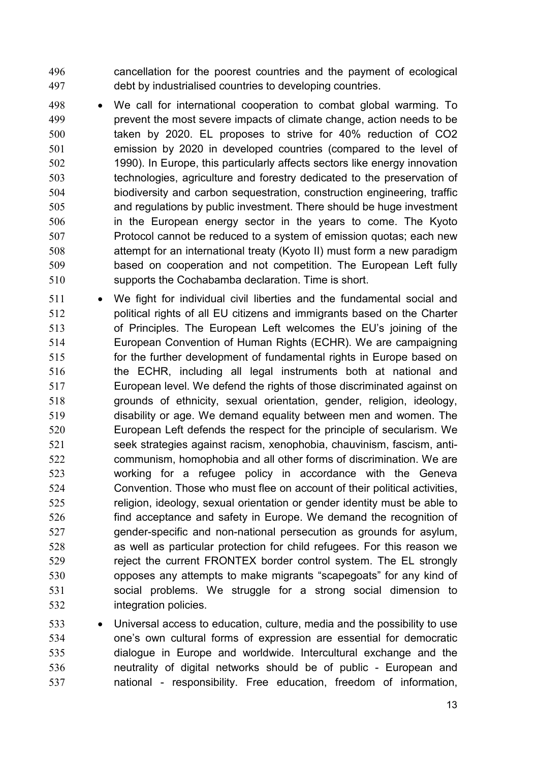cancellation for the poorest countries and the payment of ecological debt by industrialised countries to developing countries.

- We call for international cooperation to combat global warming. To prevent the most severe impacts of climate change, action needs to be taken by 2020. EL proposes to strive for 40% reduction of $CO_2$ emission by 2020 in developed countries (compared to the level of 1990). In Europe, this particularly affects sectors like energy innovation technologies, agriculture and forestry dedicated to the preservation of biodiversity and carbon sequestration, construction engineering, traffic and regulations by public investment. There should be huge investment in the European energy sector in the years to come. The Kyoto Protocol cannot be reduced to a system of emission quotas; each new attempt for an international treaty (Kyoto II) must form a new paradigm based on cooperation and not competition. The European Left fully supports the Cochabamba declaration. Time is short.

- We fight for individual civil liberties and the fundamental social and political rights of all EU citizens and immigrants based on the Charter of Principles. The European Left welcomes the EU's joining of the European Convention of Human Rights (ECHR). We are campaigning for the further development of fundamental rights in Europe based on the ECHR, including all legal instruments both at national and European level. We defend the rights of those discriminated against on grounds of ethnicity, sexual orientation, gender, religion, ideology, disability or age. We demand equality between men and women. The European Left defends the respect for the principle of secularism. We seek strategies against racism, xenophobia, chauvinism, fascism, anti-communism, homophobia and all other forms of discrimination. We are working for a refugee policy in accordance with the Geneva Convention. Those who must flee on account of their political activities, religion, ideology, sexual orientation or gender identity must be able to find acceptance and safety in Europe. We demand the recognition of gender-specific and non-national persecution as grounds for asylum, as well as particular protection for child refugees. For this reason we reject the current FRONTEX border control system. The EL strongly opposes any attempts to make migrants "scapegoats" for any kind of social problems. We struggle for a strong social dimension to integration policies.

- Universal access to education, culture, media and the possibility to use one's own cultural forms of expression are essential for democratic dialogue in Europe and worldwide. Intercultural exchange and the neutrality of digital networks should be of public - European and national - responsibility. Free education, freedom of information,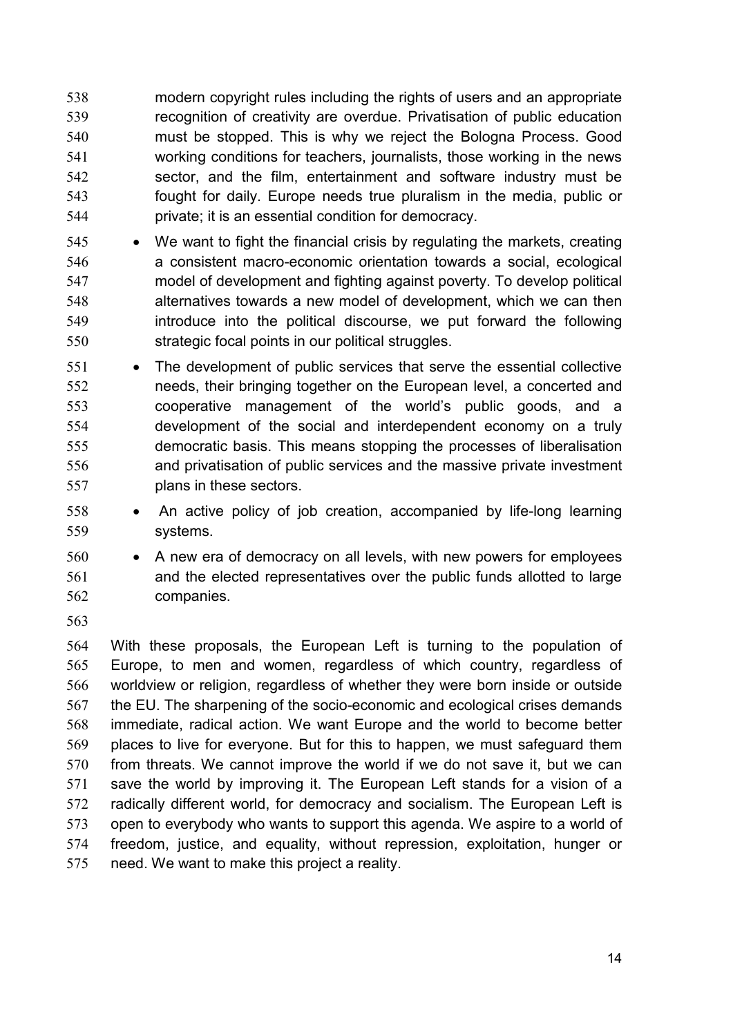modern copyright rules including the rights of users and an appropriate recognition of creativity are overdue. Privatisation of public education must be stopped. This is why we reject the Bologna Process. Good working conditions for teachers, journalists, those working in the news sector, and the film, entertainment and software industry must be fought for daily. Europe needs true pluralism in the media, public or private; it is an essential condition for democracy.

- We want to fight the financial crisis by regulating the markets, creating a consistent macro-economic orientation towards a social, ecological model of development and fighting against poverty. To develop political alternatives towards a new model of development, which we can then introduce into the political discourse, we put forward the following strategic focal points in our political struggles.
- The development of public services that serve the essential collective needs, their bringing together on the European level, a concerted and cooperative management of the world's public goods, and a development of the social and interdependent economy on a truly democratic basis. This means stopping the processes of liberalisation and privatisation of public services and the massive private investment plans in these sectors.
- An active policy of job creation, accompanied by life-long learning systems.
- A new era of democracy on all levels, with new powers for employees and the elected representatives over the public funds allotted to large companies.

With these proposals, the European Left is turning to the population of Europe, to men and women, regardless of which country, regardless of worldview or religion, regardless of whether they were born inside or outside the EU. The sharpening of the socio-economic and ecological crises demands immediate, radical action. We want Europe and the world to become better places to live for everyone. But for this to happen, we must safeguard them from threats. We cannot improve the world if we do not save it, but we can save the world by improving it. The European Left stands for a vision of a radically different world, for democracy and socialism. The European Left is open to everybody who wants to support this agenda. We aspire to a world of freedom, justice, and equality, without repression, exploitation, hunger or need. We want to make this project a reality.